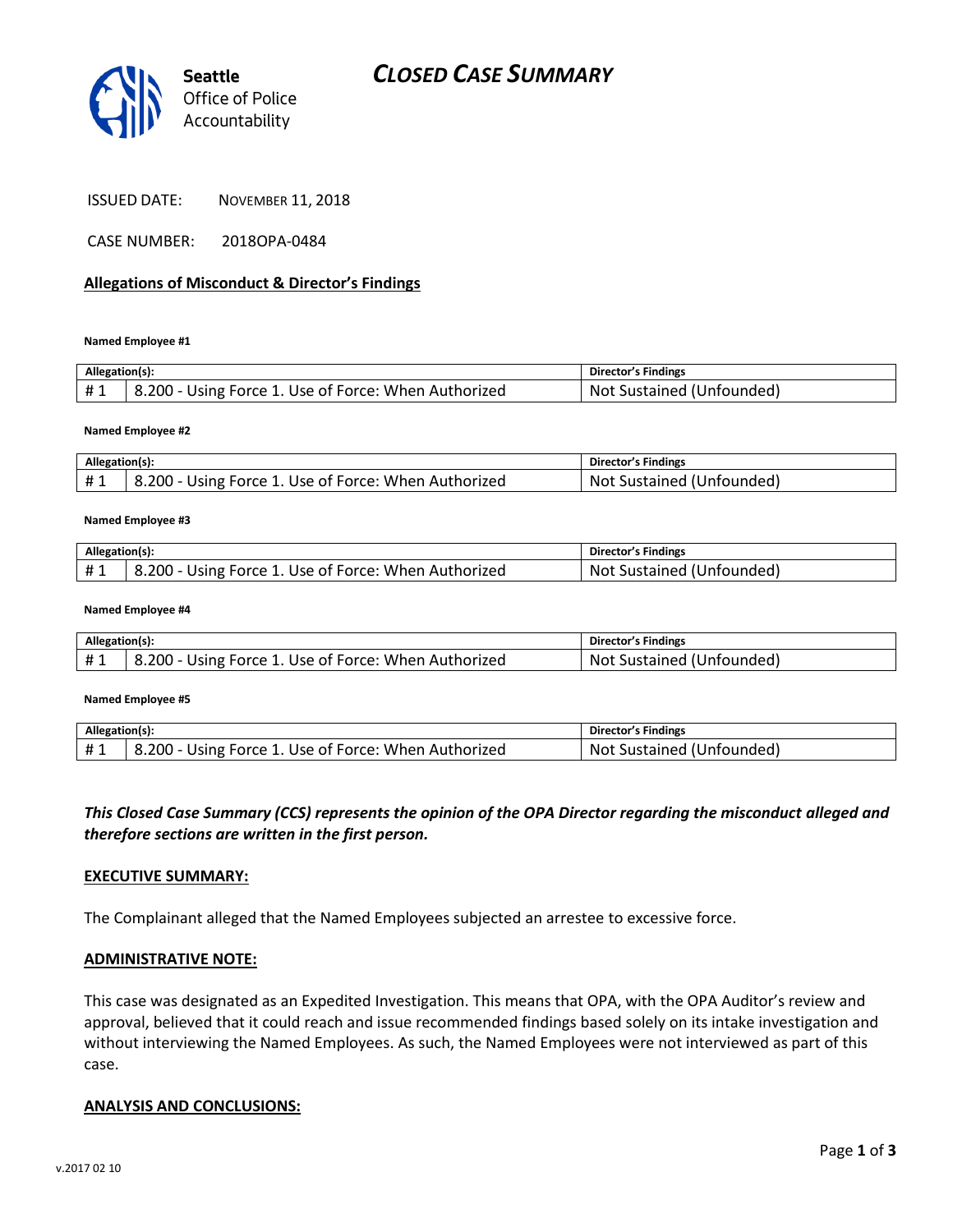Seattle
Office of Police
Accountability

# CLOSED CASE SUMMARY

ISSUED DATE: NOVEMBER 11, 2018

CASE NUMBER: 2018OPA-0484

## Allegations of Misconduct & Director's Findings

**Named Employee #1**

| Allegation(s): | | Director's Findings |
|---|---|---|
| # 1 | 8.200 - Using Force 1. Use of Force: When Authorized | Not Sustained (Unfounded) |

**Named Employee #2**

| Allegation(s): | | Director's Findings |
|---|---|---|
| # 1 | 8.200 - Using Force 1. Use of Force: When Authorized | Not Sustained (Unfounded) |

**Named Employee #3**

| Allegation(s): | | Director's Findings |
|---|---|---|
| # 1 | 8.200 - Using Force 1. Use of Force: When Authorized | Not Sustained (Unfounded) |

**Named Employee #4**

| Allegation(s): | | Director's Findings |
|---|---|---|
| # 1 | 8.200 - Using Force 1. Use of Force: When Authorized | Not Sustained (Unfounded) |

**Named Employee #5**

| Allegation(s): | | Director's Findings |
|---|---|---|
| # 1 | 8.200 - Using Force 1. Use of Force: When Authorized | Not Sustained (Unfounded) |

***This Closed Case Summary (CCS) represents the opinion of the OPA Director regarding the misconduct alleged and therefore sections are written in the first person.***

## EXECUTIVE SUMMARY:

The Complainant alleged that the Named Employees subjected an arrestee to excessive force.

## ADMINISTRATIVE NOTE:

This case was designated as an Expedited Investigation. This means that OPA, with the OPA Auditor's review and approval, believed that it could reach and issue recommended findings based solely on its intake investigation and without interviewing the Named Employees. As such, the Named Employees were not interviewed as part of this case.

## ANALYSIS AND CONCLUSIONS: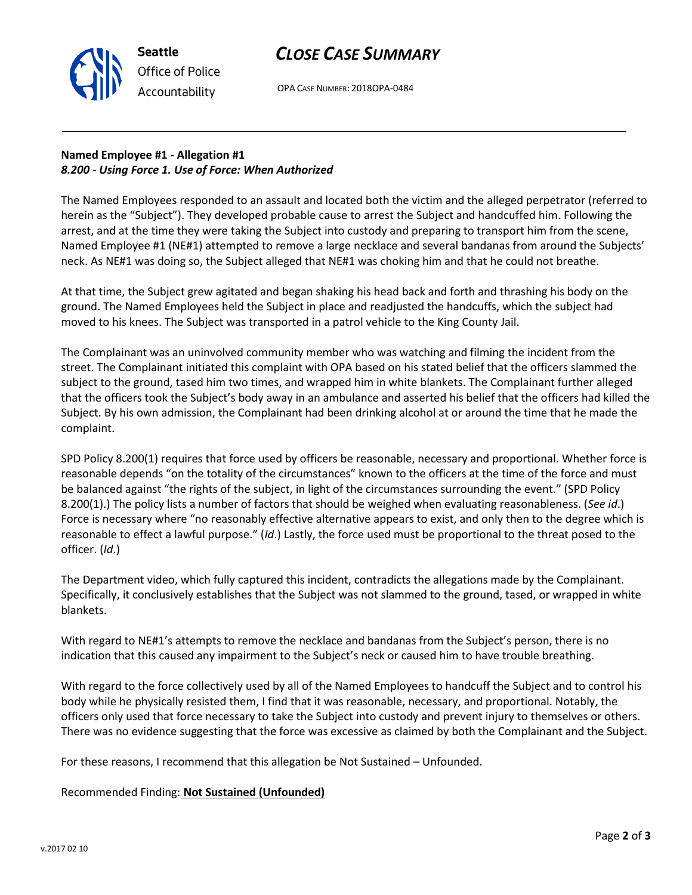**Named Employee #1 - Allegation #1**
***8.200 - Using Force 1. Use of Force: When Authorized***

The Named Employees responded to an assault and located both the victim and the alleged perpetrator (referred to herein as the "Subject"). They developed probable cause to arrest the Subject and handcuffed him. Following the arrest, and at the time they were taking the Subject into custody and preparing to transport him from the scene, Named Employee #1 (NE#1) attempted to remove a large necklace and several bandanas from around the Subjects' neck. As NE#1 was doing so, the Subject alleged that NE#1 was choking him and that he could not breathe.

At that time, the Subject grew agitated and began shaking his head back and forth and thrashing his body on the ground. The Named Employees held the Subject in place and readjusted the handcuffs, which the subject had moved to his knees. The Subject was transported in a patrol vehicle to the King County Jail.

The Complainant was an uninvolved community member who was watching and filming the incident from the street. The Complainant initiated this complaint with OPA based on his stated belief that the officers slammed the subject to the ground, tased him two times, and wrapped him in white blankets. The Complainant further alleged that the officers took the Subject's body away in an ambulance and asserted his belief that the officers had killed the Subject. By his own admission, the Complainant had been drinking alcohol at or around the time that he made the complaint.

SPD Policy 8.200(1) requires that force used by officers be reasonable, necessary and proportional. Whether force is reasonable depends "on the totality of the circumstances" known to the officers at the time of the force and must be balanced against "the rights of the subject, in light of the circumstances surrounding the event." (SPD Policy 8.200(1).) The policy lists a number of factors that should be weighed when evaluating reasonableness. (*See id*.) Force is necessary where "no reasonably effective alternative appears to exist, and only then to the degree which is reasonable to effect a lawful purpose." (*Id*.) Lastly, the force used must be proportional to the threat posed to the officer. (*Id*.)

The Department video, which fully captured this incident, contradicts the allegations made by the Complainant. Specifically, it conclusively establishes that the Subject was not slammed to the ground, tased, or wrapped in white blankets.

With regard to NE#1's attempts to remove the necklace and bandanas from the Subject's person, there is no indication that this caused any impairment to the Subject's neck or caused him to have trouble breathing.

With regard to the force collectively used by all of the Named Employees to handcuff the Subject and to control his body while he physically resisted them, I find that it was reasonable, necessary, and proportional. Notably, the officers only used that force necessary to take the Subject into custody and prevent injury to themselves or others. There was no evidence suggesting that the force was excessive as claimed by both the Complainant and the Subject.

For these reasons, I recommend that this allegation be Not Sustained – Unfounded.

Recommended Finding: **Not Sustained (Unfounded)**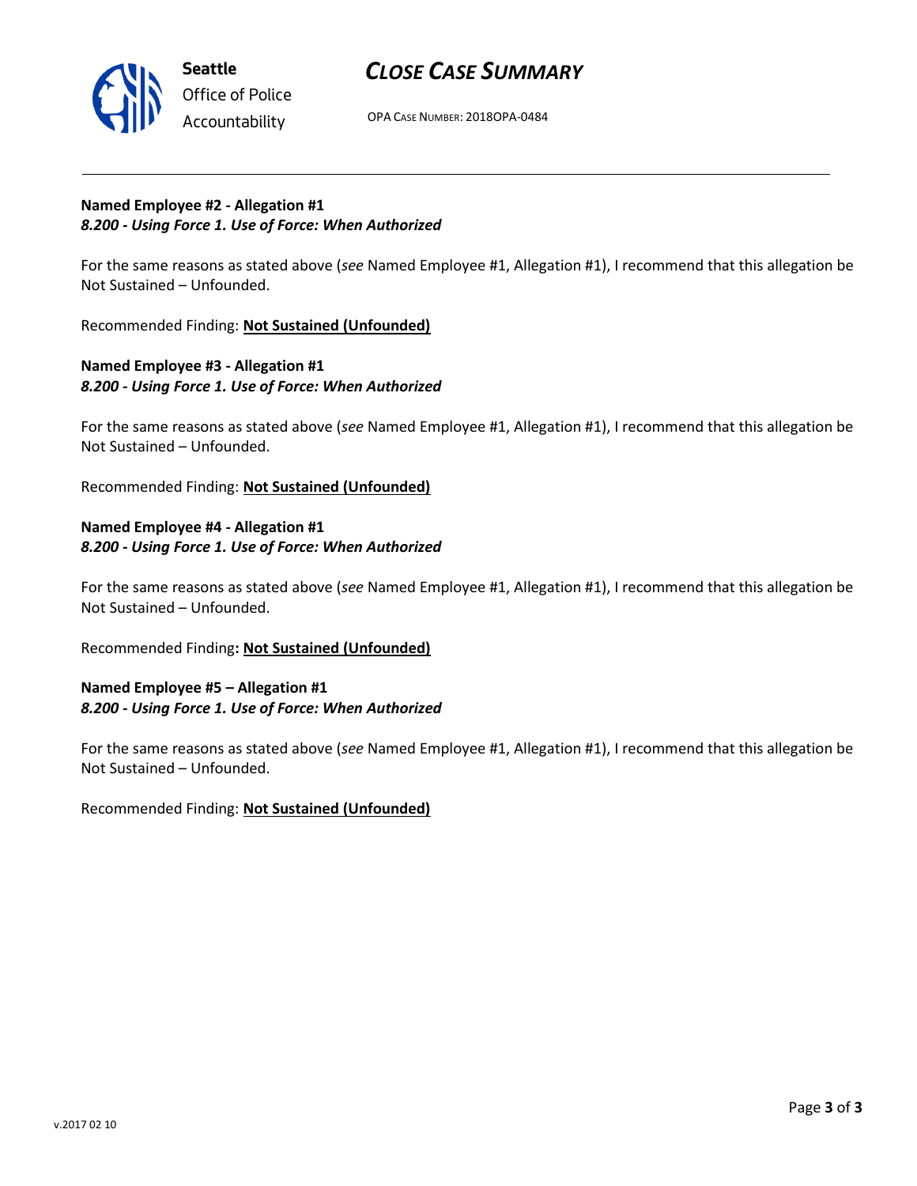**Named Employee #2 - Allegation #1**
***8.200 - Using Force 1. Use of Force: When Authorized***

For the same reasons as stated above (*see* Named Employee #1, Allegation #1), I recommend that this allegation be Not Sustained – Unfounded.

Recommended Finding: **Not Sustained (Unfounded)**

**Named Employee #3 - Allegation #1**
***8.200 - Using Force 1. Use of Force: When Authorized***

For the same reasons as stated above (*see* Named Employee #1, Allegation #1), I recommend that this allegation be Not Sustained – Unfounded.

Recommended Finding: **Not Sustained (Unfounded)**

**Named Employee #4 - Allegation #1**
***8.200 - Using Force 1. Use of Force: When Authorized***

For the same reasons as stated above (*see* Named Employee #1, Allegation #1), I recommend that this allegation be Not Sustained – Unfounded.

Recommended Finding**: Not Sustained (Unfounded)**

**Named Employee #5 – Allegation #1**
***8.200 - Using Force 1. Use of Force: When Authorized***

For the same reasons as stated above (*see* Named Employee #1, Allegation #1), I recommend that this allegation be Not Sustained – Unfounded.

Recommended Finding: **Not Sustained (Unfounded)**